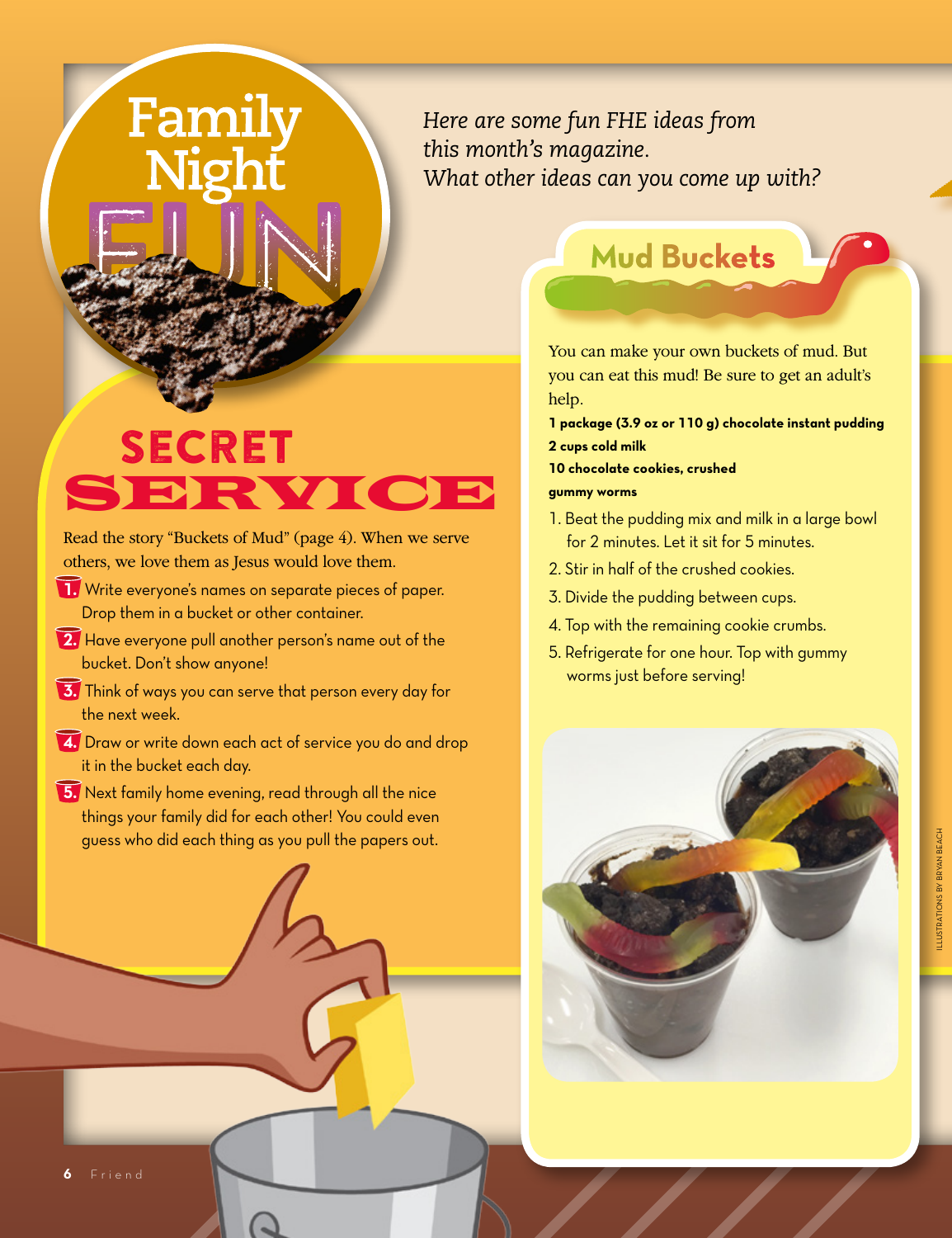# Family Night FUN

*Here are some fun FHE ideas from this month's magazine. What other ideas can you come up with?*

## SECRET SERVICE

Read the story "Buckets of Mud" (page 4). When we serve others, we love them as Jesus would love them.

1. Write everyone's names on separate pieces of paper. Drop them in a bucket or other container.
2. Have everyone pull another person's name out of the bucket. Don't show anyone!
3. Think of ways you can serve that person every day for the next week.
4. Draw or write down each act of service you do and drop it in the bucket each day.
5. Next family home evening, read through all the nice things your family did for each other! You could even guess who did each thing as you pull the papers out.

## Mud Buckets

You can make your own buckets of mud. But you can eat this mud! Be sure to get an adult's help.

**1 package (3.9 oz or 110 g) chocolate instant pudding**
**2 cups cold milk**
**10 chocolate cookies, crushed**
**gummy worms**

1. Beat the pudding mix and milk in a large bowl for 2 minutes. Let it sit for 5 minutes.
2. Stir in half of the crushed cookies.
3. Divide the pudding between cups.
4. Top with the remaining cookie crumbs.
5. Refrigerate for one hour. Top with gummy worms just before serving!

ILLUSTRATIONS BY BRYAN BEACH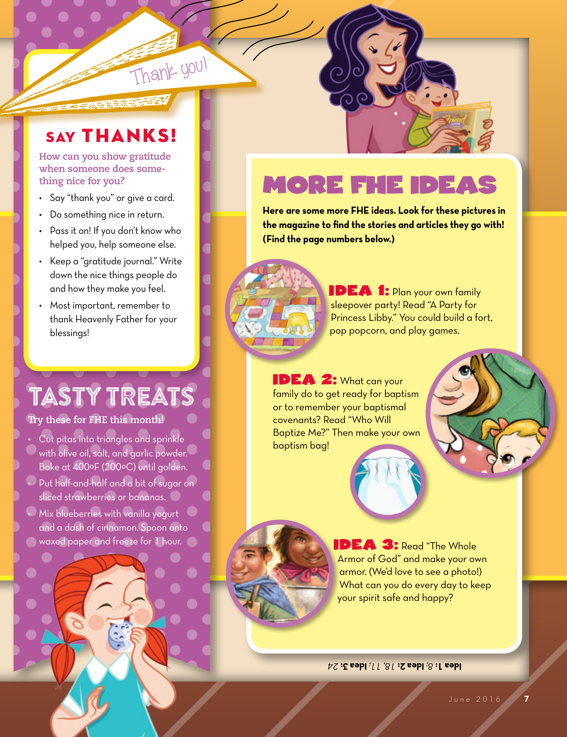Thank you!

## SAY THANKS!

How can you show gratitude when someone does something nice for you?

- Say "thank you" or give a card.
- Do something nice in return.
- Pass it on! If you don't know who helped you, help someone else.
- Keep a "gratitude journal." Write down the nice things people do and how they make you feel.
- Most important, remember to thank Heavenly Father for your blessings!

## TASTY TREATS

Try these for FHE this month!

- Cut pitas into triangles and sprinkle with olive oil, salt, and garlic powder. Bake at 400°F (200°C) until golden.
- Put half-and-half and a bit of sugar on sliced strawberries or bananas.
- Mix blueberries with vanilla yogurt and a dash of cinnamon. Spoon onto waxed paper and freeze for 1 hour.

## MORE FHE IDEAS

**Here are some more FHE ideas. Look for these pictures in the magazine to find the stories and articles they go with! (Find the page numbers below.)**

**IDEA 1:** Plan your own family sleepover party! Read "A Party for Princess Libby." You could build a fort, pop popcorn, and play games.

**IDEA 2:** What can your family do to get ready for baptism or to remember your baptismal covenants? Read "Who Will Baptize Me?" Then make your own baptism bag!

**IDEA 3:** Read "The Whole Armor of God" and make your own armor. (We'd love to see a photo!) What can you do every day to keep your spirit safe and happy?

**Idea 1:** 8; **Idea 2:** 18, 11; **Idea 3:** 24